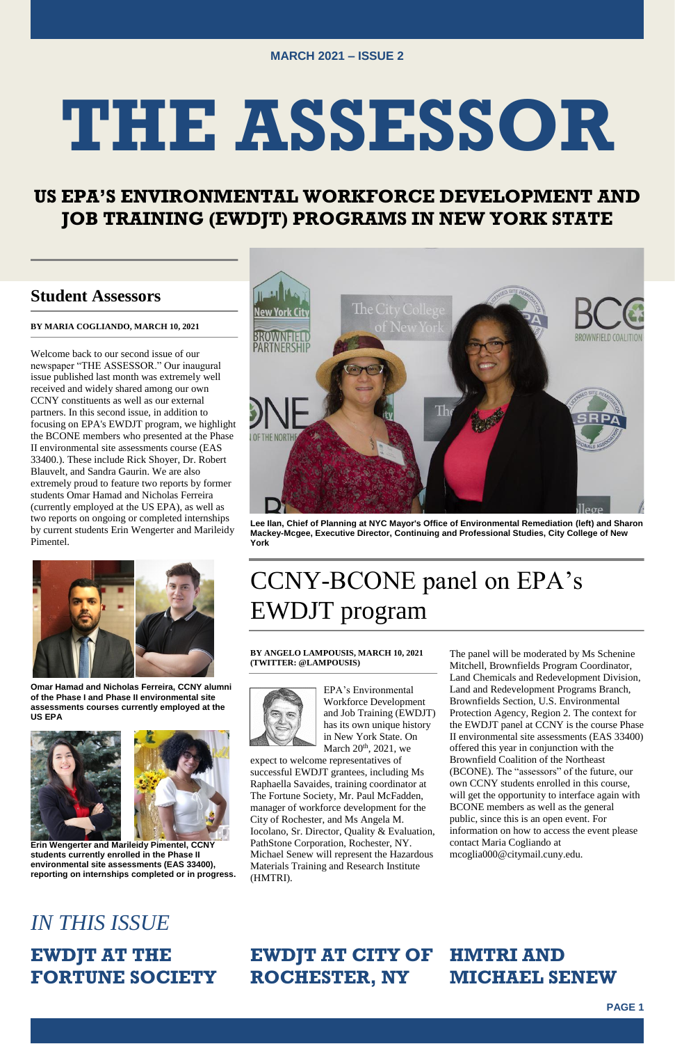MARCH 2021 – ISSUE 2

# THE ASSESSOR

## US EPA'S ENVIRONMENTAL WORKFORCE DEVELOPMENT AND JOB TRAINING (EWDJT) PROGRAMS IN NEW YORK STATE

## Student Assessors

**BY MARIA COGLIANDO, MARCH 10, 2021**

Welcome back to our second issue of our newspaper "THE ASSESSOR." Our inaugural issue published last month was extremely well received and widely shared among our own CCNY constituents as well as our external partners. In this second issue, in addition to focusing on EPA's EWDJT program, we highlight the BCONE members who presented at the Phase II environmental site assessments course (EAS 33400.). These include Rick Shoyer, Dr. Robert Blauvelt, and Sandra Gaurin. We are also extremely proud to feature two reports by former students Omar Hamad and Nicholas Ferreira (currently employed at the US EPA), as well as two reports on ongoing or completed internships by current students Erin Wengerter and Marileidy Pimentel.

**Omar Hamad and Nicholas Ferreira, CCNY alumni of the Phase I and Phase II environmental site assessments courses currently employed at the US EPA**

**Erin Wengerter and Marileidy Pimentel, CCNY students currently enrolled in the Phase II environmental site assessments (EAS 33400), reporting on internships completed or in progress.**

**Lee Ilan, Chief of Planning at NYC Mayor's Office of Environmental Remediation (left) and Sharon Mackey-Mcgee, Executive Director, Continuing and Professional Studies, City College of New York**

## CCNY-BCONE panel on EPA's EWDJT program

**BY ANGELO LAMPOUSIS, MARCH 10, 2021 (TWITTER: @LAMPOUSIS)**

EPA's Environmental Workforce Development and Job Training (EWDJT) has its own unique history in New York State. On March 20th, 2021, we expect to welcome representatives of successful EWDJT grantees, including Ms Raphaella Savaides, training coordinator at The Fortune Society, Mr. Paul McFadden, manager of workforce development for the City of Rochester, and Ms Angela M. Iocolano, Sr. Director, Quality & Evaluation, PathStone Corporation, Rochester, NY. Michael Senew will represent the Hazardous Materials Training and Research Institute (HMTRI).

The panel will be moderated by Ms Schenine Mitchell, Brownfields Program Coordinator, Land Chemicals and Redevelopment Division, Land and Redevelopment Programs Branch, Brownfields Section, U.S. Environmental Protection Agency, Region 2. The context for the EWDJT panel at CCNY is the course Phase II environmental site assessments (EAS 33400) offered this year in conjunction with the Brownfield Coalition of the Northeast (BCONE). The "assessors" of the future, our own CCNY students enrolled in this course, will get the opportunity to interface again with BCONE members as well as the general public, since this is an open event. For information on how to access the event please contact Maria Cogliando at mcoglia000@citymail.cuny.edu.

*IN THIS ISSUE*

**EWDJT AT THE FORTUNE SOCIETY**

**EWDJT AT CITY OF ROCHESTER, NY**

**HMTRI AND MICHAEL SENEW**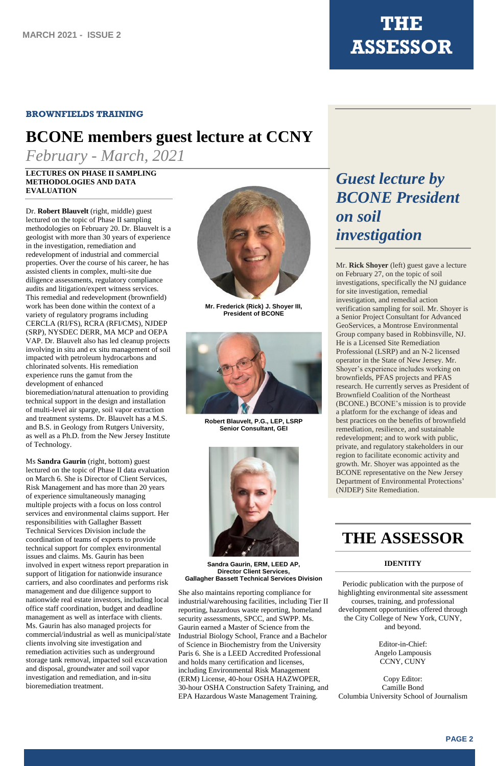**BROWNFIELDS TRAINING**

# BCONE members guest lecture at CCNY

*February - March, 2021*

**LECTURES ON PHASE II SAMPLING METHODOLOGIES AND DATA EVALUATION**

Dr. **Robert Blauvelt** (right, middle) guest lectured on the topic of Phase II sampling methodologies on February 20. Dr. Blauvelt is a geologist with more than 30 years of experience in the investigation, remediation and redevelopment of industrial and commercial properties. Over the course of his career, he has assisted clients in complex, multi-site due diligence assessments, regulatory compliance audits and litigation/expert witness services. This remedial and redevelopment (brownfield) work has been done within the context of a variety of regulatory programs including CERCLA (RI/FS), RCRA (RFI/CMS), NJDEP (SRP), NYSDEC DERR, MA MCP and OEPA VAP. Dr. Blauvelt also has led cleanup projects involving in situ and ex situ management of soil impacted with petroleum hydrocarbons and chlorinated solvents. His remediation experience runs the gamut from the development of enhanced bioremediation/natural attenuation to providing technical support in the design and installation of multi-level air sparge, soil vapor extraction and treatment systems. Dr. Blauvelt has a M.S. and B.S. in Geology from Rutgers University, as well as a Ph.D. from the New Jersey Institute of Technology.

Ms **Sandra Gaurin** (right, bottom) guest lectured on the topic of Phase II data evaluation on March 6. She is Director of Client Services, Risk Management and has more than 20 years of experience simultaneously managing multiple projects with a focus on loss control services and environmental claims support. Her responsibilities with Gallagher Bassett Technical Services Division include the coordination of teams of experts to provide technical support for complex environmental issues and claims. Ms. Gaurin has been involved in expert witness report preparation in support of litigation for nationwide insurance carriers, and also coordinates and performs risk management and due diligence support to nationwide real estate investors, including local office staff coordination, budget and deadline management as well as interface with clients. Ms. Gaurin has also managed projects for commercial/industrial as well as municipal/state clients involving site investigation and remediation activities such as underground storage tank removal, impacted soil excavation and disposal, groundwater and soil vapor investigation and remediation, and in-situ bioremediation treatment. She also maintains reporting compliance for industrial/warehousing facilities, including Tier II reporting, hazardous waste reporting, homeland security assessments, SPCC, and SWPP. Ms. Gaurin earned a Master of Science from the Industrial Biology School, France and a Bachelor of Science in Biochemistry from the University Paris 6. She is a LEED Accredited Professional and holds many certification and licenses, including Environmental Risk Management (ERM) License, 40-hour OSHA HAZWOPER, 30-hour OSHA Construction Safety Training, and EPA Hazardous Waste Management Training.

**Mr. Frederick (Rick) J. Shoyer III, President of BCONE**

**Robert Blauvelt, P.G., LEP, LSRP**
**Senior Consultant, GEI**

**Sandra Gaurin, ERM, LEED AP,**
**Director Client Services,**
**Gallagher Bassett Technical Services Division**

## *Guest lecture by BCONE President on soil investigation*

Mr. **Rick Shoyer** (left) guest gave a lecture on February 27, on the topic of soil investigations, specifically the NJ guidance for site investigation, remedial investigation, and remedial action verification sampling for soil. Mr. Shoyer is a Senior Project Consultant for Advanced GeoServices, a Montrose Environmental Group company based in Robbinsville, NJ. He is a Licensed Site Remediation Professional (LSRP) and an N-2 licensed operator in the State of New Jersey. Mr. Shoyer's experience includes working on brownfields, PFAS projects and PFAS research. He currently serves as President of Brownfield Coalition of the Northeast (BCONE.) BCONE's mission is to provide a platform for the exchange of ideas and best practices on the benefits of brownfield remediation, resilience, and sustainable redevelopment; and to work with public, private, and regulatory stakeholders in our region to facilitate economic activity and growth. Mr. Shoyer was appointed as the BCONE representative on the New Jersey Department of Environmental Protections' (NJDEP) Site Remediation.

## THE ASSESSOR

**IDENTITY**

Periodic publication with the purpose of highlighting environmental site assessment courses, training, and professional development opportunities offered through the City College of New York, CUNY, and beyond.

Editor-in-Chief:
Angelo Lampousis
CCNY, CUNY

Copy Editor:
Camille Bond
Columbia University School of Journalism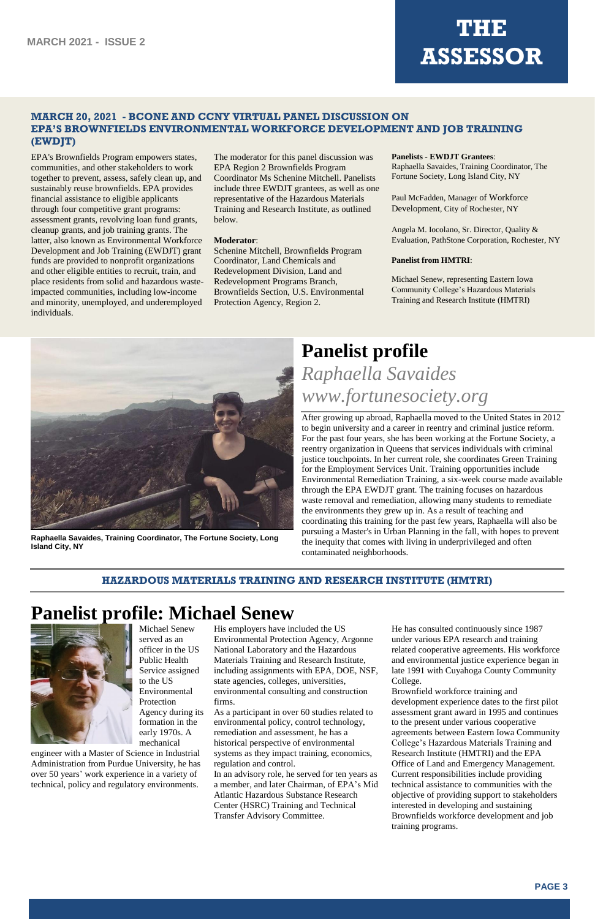## MARCH 20, 2021 - BCONE AND CCNY VIRTUAL PANEL DISCUSSION ON EPA'S BROWNFIELDS ENVIRONMENTAL WORKFORCE DEVELOPMENT AND JOB TRAINING (EWDJT)

EPA's Brownfields Program empowers states, communities, and other stakeholders to work together to prevent, assess, safely clean up, and sustainably reuse brownfields. EPA provides financial assistance to eligible applicants through four competitive grant programs: assessment grants, revolving loan fund grants, cleanup grants, and job training grants. The latter, also known as Environmental Workforce Development and Job Training (EWDJT) grant funds are provided to nonprofit organizations and other eligible entities to recruit, train, and place residents from solid and hazardous waste-impacted communities, including low-income and minority, unemployed, and underemployed individuals.

The moderator for this panel discussion was EPA Region 2 Brownfields Program Coordinator Ms Schenine Mitchell. Panelists include three EWDJT grantees, as well as one representative of the Hazardous Materials Training and Research Institute, as outlined below.

**Moderator**:
Schenine Mitchell, Brownfields Program Coordinator, Land Chemicals and Redevelopment Division, Land and Redevelopment Programs Branch, Brownfields Section, U.S. Environmental Protection Agency, Region 2.

**Panelists - EWDJT Grantees**:
Raphaella Savaides, Training Coordinator, The Fortune Society, Long Island City, NY

Paul McFadden, Manager of Workforce Development, City of Rochester, NY

Angela M. Iocolano, Sr. Director, Quality & Evaluation, PathStone Corporation, Rochester, NY

**Panelist from HMTRI**:

Michael Senew, representing Eastern Iowa Community College's Hazardous Materials Training and Research Institute (HMTRI)

**Raphaella Savaides, Training Coordinator, The Fortune Society, Long Island City, NY**

# Panelist profile

*Raphaella Savaides*
*www.fortunesociety.org*

After growing up abroad, Raphaella moved to the United States in 2012 to begin university and a career in reentry and criminal justice reform. For the past four years, she has been working at the Fortune Society, a reentry organization in Queens that services individuals with criminal justice touchpoints. In her current role, she coordinates Green Training for the Employment Services Unit. Training opportunities include Environmental Remediation Training, a six-week course made available through the EPA EWDJT grant. The training focuses on hazardous waste removal and remediation, allowing many students to remediate the environments they grew up in. As a result of teaching and coordinating this training for the past few years, Raphaella will also be pursuing a Master's in Urban Planning in the fall, with hopes to prevent the inequity that comes with living in underprivileged and often contaminated neighborhoods.

## HAZARDOUS MATERIALS TRAINING AND RESEARCH INSTITUTE (HMTRI)

# Panelist profile: Michael Senew

Michael Senew served as an officer in the US Public Health Service assigned to the US Environmental Protection Agency during its formation in the early 1970s. A mechanical engineer with a Master of Science in Industrial Administration from Purdue University, he has over 50 years' work experience in a variety of technical, policy and regulatory environments.

His employers have included the US Environmental Protection Agency, Argonne National Laboratory and the Hazardous Materials Training and Research Institute, including assignments with EPA, DOE, NSF, state agencies, colleges, universities, environmental consulting and construction firms.

As a participant in over 60 studies related to environmental policy, control technology, remediation and assessment, he has a historical perspective of environmental systems as they impact training, economics, regulation and control.

In an advisory role, he served for ten years as a member, and later Chairman, of EPA's Mid Atlantic Hazardous Substance Research Center (HSRC) Training and Technical Transfer Advisory Committee.

He has consulted continuously since 1987 under various EPA research and training related cooperative agreements. His workforce and environmental justice experience began in late 1991 with Cuyahoga County Community College.

Brownfield workforce training and development experience dates to the first pilot assessment grant award in 1995 and continues to the present under various cooperative agreements between Eastern Iowa Community College's Hazardous Materials Training and Research Institute (HMTRI) and the EPA Office of Land and Emergency Management. Current responsibilities include providing technical assistance to communities with the objective of providing support to stakeholders interested in developing and sustaining Brownfields workforce development and job training programs.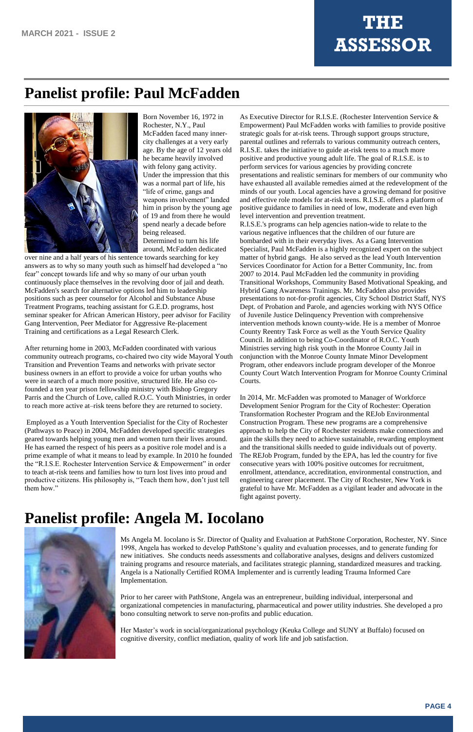## Panelist profile: Paul McFadden

Born November 16, 1972 in Rochester, N.Y., Paul McFadden faced many inner-city challenges at a very early age. By the age of 12 years old he became heavily involved with felony gang activity. Under the impression that this was a normal part of life, his "life of crime, gangs and weapons involvement" landed him in prison by the young age of 19 and from there he would spend nearly a decade before being released. Determined to turn his life around, McFadden dedicated over nine and a half years of his sentence towards searching for key answers as to why so many youth such as himself had developed a "no fear" concept towards life and why so many of our urban youth continuously place themselves in the revolving door of jail and death. McFadden's search for alternative options led him to leadership positions such as peer counselor for Alcohol and Substance Abuse Treatment Programs, teaching assistant for G.E.D. programs, host seminar speaker for African American History, peer advisor for Facility Gang Intervention, Peer Mediator for Aggressive Re-placement Training and certifications as a Legal Research Clerk.

After returning home in 2003, McFadden coordinated with various community outreach programs, co-chaired two city wide Mayoral Youth Transition and Prevention Teams and networks with private sector business owners in an effort to provide a voice for urban youths who were in search of a much more positive, structured life. He also co-founded a ten year prison fellowship ministry with Bishop Gregory Parris and the Church of Love, called R.O.C. Youth Ministries, in order to reach more active at–risk teens before they are returned to society.

Employed as a Youth Intervention Specialist for the City of Rochester (Pathways to Peace) in 2004, McFadden developed specific strategies geared towards helping young men and women turn their lives around. He has earned the respect of his peers as a positive role model and is a prime example of what it means to lead by example. In 2010 he founded the "R.I.S.E. Rochester Intervention Service & Empowerment" in order to teach at-risk teens and families how to turn lost lives into proud and productive citizens. His philosophy is, "Teach them how, don't just tell them how."

As Executive Director for R.I.S.E. (Rochester Intervention Service & Empowerment) Paul McFadden works with families to provide positive strategic goals for at-risk teens. Through support groups structure, parental outlines and referrals to various community outreach centers, R.I.S.E. takes the initiative to guide at-risk teens to a much more positive and productive young adult life. The goal of R.I.S.E. is to perform services for various agencies by providing concrete presentations and realistic seminars for members of our community who have exhausted all available remedies aimed at the redevelopment of the minds of our youth. Local agencies have a growing demand for positive and effective role models for at-risk teens. R.I.S.E. offers a platform of positive guidance to families in need of low, moderate and even high level intervention and prevention treatment.

R.I.S.E.'s programs can help agencies nation-wide to relate to the various negative influences that the children of our future are bombarded with in their everyday lives. As a Gang Intervention Specialist, Paul McFadden is a highly recognized expert on the subject matter of hybrid gangs. He also served as the lead Youth Intervention Services Coordinator for Action for a Better Community, Inc. from 2007 to 2014. Paul McFadden led the community in providing Transitional Workshops, Community Based Motivational Speaking, and Hybrid Gang Awareness Trainings. Mr. McFadden also provides presentations to not-for-profit agencies, City School District Staff, NYS Dept. of Probation and Parole, and agencies working with NYS Office of Juvenile Justice Delinquency Prevention with comprehensive intervention methods known county-wide. He is a member of Monroe County Reentry Task Force as well as the Youth Service Quality Council. In addition to being Co-Coordinator of R.O.C. Youth Ministries serving high risk youth in the Monroe County Jail in conjunction with the Monroe County Inmate Minor Development Program, other endeavors include program developer of the Monroe County Court Watch Intervention Program for Monroe County Criminal Courts.

In 2014, Mr. McFadden was promoted to Manager of Workforce Development Senior Program for the City of Rochester: Operation Transformation Rochester Program and the REJob Environmental Construction Program. These new programs are a comprehensive approach to help the City of Rochester residents make connections and gain the skills they need to achieve sustainable, rewarding employment and the transitional skills needed to guide individuals out of poverty. The REJob Program, funded by the EPA, has led the country for five consecutive years with 100% positive outcomes for recruitment, enrollment, attendance, accreditation, environmental construction, and engineering career placement. The City of Rochester, New York is grateful to have Mr. McFadden as a vigilant leader and advocate in the fight against poverty.

## Panelist profile: Angela M. Iocolano

Ms Angela M. Iocolano is Sr. Director of Quality and Evaluation at PathStone Corporation, Rochester, NY. Since 1998, Angela has worked to develop PathStone's quality and evaluation processes, and to generate funding for new initiatives. She conducts needs assessments and collaborative analyses, designs and delivers customized training programs and resource materials, and facilitates strategic planning, standardized measures and tracking. Angela is a Nationally Certified ROMA Implementer and is currently leading Trauma Informed Care Implementation.

Prior to her career with PathStone, Angela was an entrepreneur, building individual, interpersonal and organizational competencies in manufacturing, pharmaceutical and power utility industries. She developed a pro bono consulting network to serve non-profits and public education.

Her Master's work in social/organizational psychology (Keuka College and SUNY at Buffalo) focused on cognitive diversity, conflict mediation, quality of work life and job satisfaction.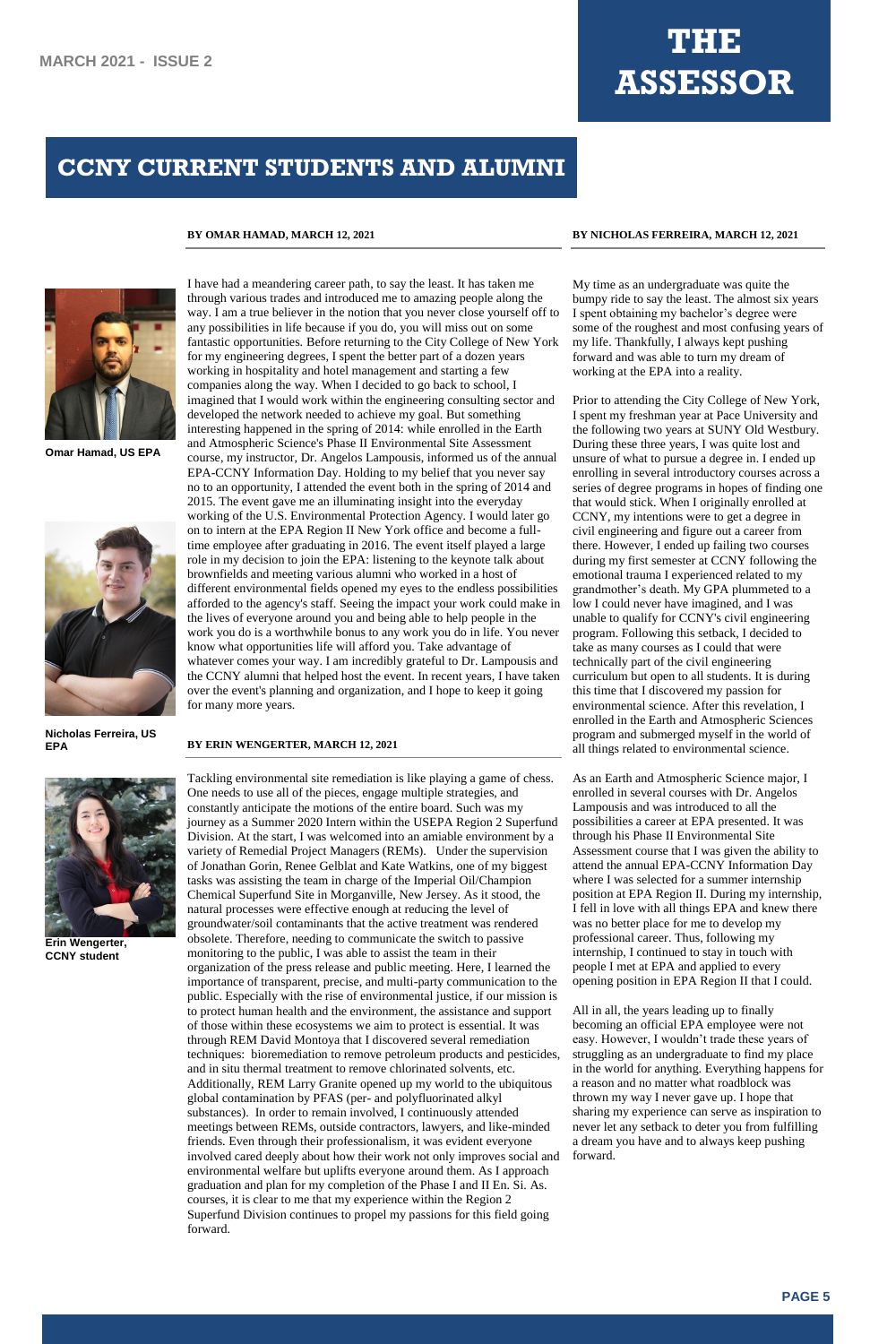# CCNY CURRENT STUDENTS AND ALUMNI

**BY OMAR HAMAD, MARCH 12, 2021**

I have had a meandering career path, to say the least. It has taken me through various trades and introduced me to amazing people along the way. I am a true believer in the notion that you never close yourself off to any possibilities in life because if you do, you will miss out on some fantastic opportunities. Before returning to the City College of New York for my engineering degrees, I spent the better part of a dozen years working in hospitality and hotel management and starting a few companies along the way. When I decided to go back to school, I imagined that I would work within the engineering consulting sector and developed the network needed to achieve my goal. But something interesting happened in the spring of 2014: while enrolled in the Earth and Atmospheric Science's Phase II Environmental Site Assessment course, my instructor, Dr. Angelos Lampousis, informed us of the annual EPA-CCNY Information Day. Holding to my belief that you never say no to an opportunity, I attended the event both in the spring of 2014 and 2015. The event gave me an illuminating insight into the everyday working of the U.S. Environmental Protection Agency. I would later go on to intern at the EPA Region II New York office and become a full-time employee after graduating in 2016. The event itself played a large role in my decision to join the EPA: listening to the keynote talk about brownfields and meeting various alumni who worked in a host of different environmental fields opened my eyes to the endless possibilities afforded to the agency's staff. Seeing the impact your work could make in the lives of everyone around you and being able to help people in the work you do is a worthwhile bonus to any work you do in life. You never know what opportunities life will afford you. Take advantage of whatever comes your way. I am incredibly grateful to Dr. Lampousis and the CCNY alumni that helped host the event. In recent years, I have taken over the event's planning and organization, and I hope to keep it going for many more years.

**Omar Hamad, US EPA**

**Nicholas Ferreira, US EPA**

**Erin Wengerter, CCNY student**

**BY ERIN WENGERTER, MARCH 12, 2021**

Tackling environmental site remediation is like playing a game of chess. One needs to use all of the pieces, engage multiple strategies, and constantly anticipate the motions of the entire board. Such was my journey as a Summer 2020 Intern within the USEPA Region 2 Superfund Division. At the start, I was welcomed into an amiable environment by a variety of Remedial Project Managers (REMs). Under the supervision of Jonathan Gorin, Renee Gelblat and Kate Watkins, one of my biggest tasks was assisting the team in charge of the Imperial Oil/Champion Chemical Superfund Site in Morganville, New Jersey. As it stood, the natural processes were effective enough at reducing the level of groundwater/soil contaminants that the active treatment was rendered obsolete. Therefore, needing to communicate the switch to passive monitoring to the public, I was able to assist the team in their organization of the press release and public meeting. Here, I learned the importance of transparent, precise, and multi-party communication to the public. Especially with the rise of environmental justice, if our mission is to protect human health and the environment, the assistance and support of those within these ecosystems we aim to protect is essential. It was through REM David Montoya that I discovered several remediation techniques: bioremediation to remove petroleum products and pesticides, and in situ thermal treatment to remove chlorinated solvents, etc. Additionally, REM Larry Granite opened up my world to the ubiquitous global contamination by PFAS (per- and polyfluorinated alkyl substances). In order to remain involved, I continuously attended meetings between REMs, outside contractors, lawyers, and like-minded friends. Even through their professionalism, it was evident everyone involved cared deeply about how their work not only improves social and environmental welfare but uplifts everyone around them. As I approach graduation and plan for my completion of the Phase I and II En. Si. As. courses, it is clear to me that my experience within the Region 2 Superfund Division continues to propel my passions for this field going forward.

**BY NICHOLAS FERREIRA, MARCH 12, 2021**

My time as an undergraduate was quite the bumpy ride to say the least. The almost six years I spent obtaining my bachelor's degree were some of the roughest and most confusing years of my life. Thankfully, I always kept pushing forward and was able to turn my dream of working at the EPA into a reality.

Prior to attending the City College of New York, I spent my freshman year at Pace University and the following two years at SUNY Old Westbury. During these three years, I was quite lost and unsure of what to pursue a degree in. I ended up enrolling in several introductory courses across a series of degree programs in hopes of finding one that would stick. When I originally enrolled at CCNY, my intentions were to get a degree in civil engineering and figure out a career from there. However, I ended up failing two courses during my first semester at CCNY following the emotional trauma I experienced related to my grandmother's death. My GPA plummeted to a low I could never have imagined, and I was unable to qualify for CCNY's civil engineering program. Following this setback, I decided to take as many courses as I could that were technically part of the civil engineering curriculum but open to all students. It is during this time that I discovered my passion for environmental science. After this revelation, I enrolled in the Earth and Atmospheric Sciences program and submerged myself in the world of all things related to environmental science.

As an Earth and Atmospheric Science major, I enrolled in several courses with Dr. Angelos Lampousis and was introduced to all the possibilities a career at EPA presented. It was through his Phase II Environmental Site Assessment course that I was given the ability to attend the annual EPA-CCNY Information Day where I was selected for a summer internship position at EPA Region II. During my internship, I fell in love with all things EPA and knew there was no better place for me to develop my professional career. Thus, following my internship, I continued to stay in touch with people I met at EPA and applied to every opening position in EPA Region II that I could.

All in all, the years leading up to finally becoming an official EPA employee were not easy. However, I wouldn't trade these years of struggling as an undergraduate to find my place in the world for anything. Everything happens for a reason and no matter what roadblock was thrown my way I never gave up. I hope that sharing my experience can serve as inspiration to never let any setback to deter you from fulfilling a dream you have and to always keep pushing forward.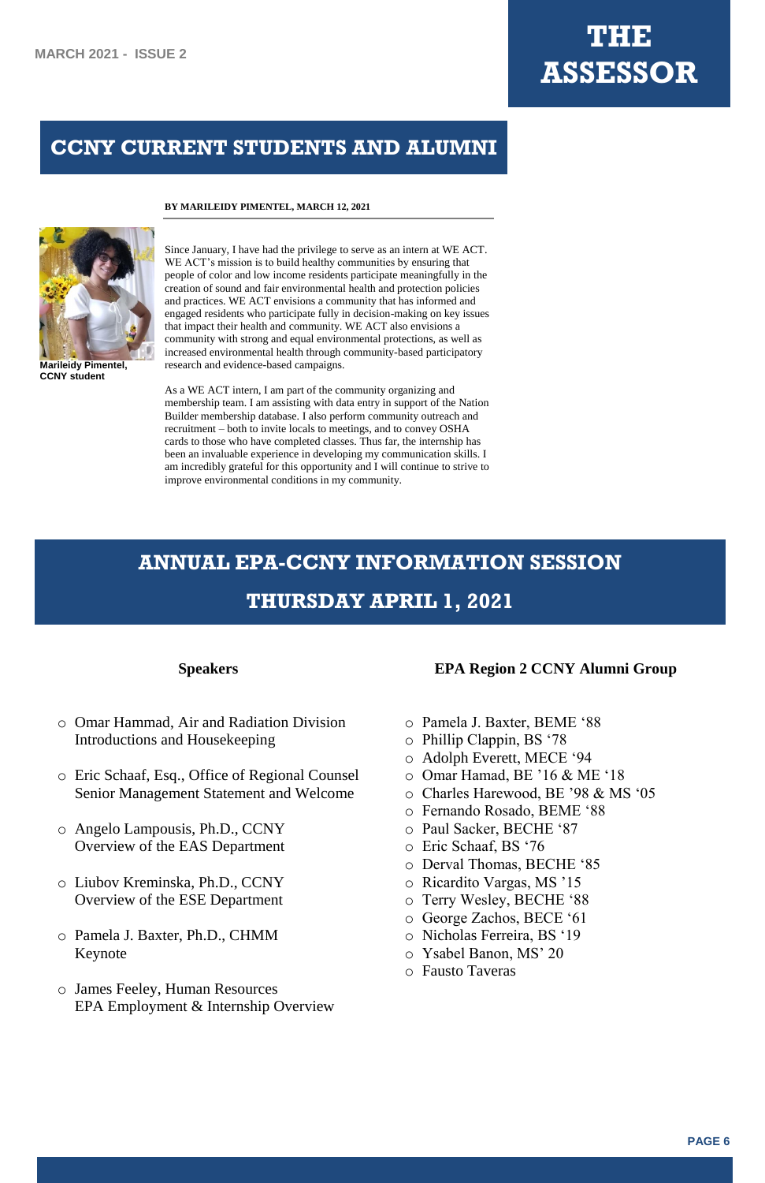# THE ASSESSOR

## CCNY CURRENT STUDENTS AND ALUMNI

**BY MARILEIDY PIMENTEL, MARCH 12, 2021**

**Marileidy Pimentel, CCNY student**

Since January, I have had the privilege to serve as an intern at WE ACT. WE ACT's mission is to build healthy communities by ensuring that people of color and low income residents participate meaningfully in the creation of sound and fair environmental health and protection policies and practices. WE ACT envisions a community that has informed and engaged residents who participate fully in decision-making on key issues that impact their health and community. WE ACT also envisions a community with strong and equal environmental protections, as well as increased environmental health through community-based participatory research and evidence-based campaigns.

As a WE ACT intern, I am part of the community organizing and membership team. I am assisting with data entry in support of the Nation Builder membership database. I also perform community outreach and recruitment – both to invite locals to meetings, and to convey OSHA cards to those who have completed classes. Thus far, the internship has been an invaluable experience in developing my communication skills. I am incredibly grateful for this opportunity and I will continue to strive to improve environmental conditions in my community.

## ANNUAL EPA-CCNY INFORMATION SESSION

## THURSDAY APRIL 1, 2021

### Speakers

- Omar Hammad, Air and Radiation Division
  Introductions and Housekeeping
- Eric Schaaf, Esq., Office of Regional Counsel
  Senior Management Statement and Welcome
- Angelo Lampousis, Ph.D., CCNY
  Overview of the EAS Department
- Liubov Kreminska, Ph.D., CCNY
  Overview of the ESE Department
- Pamela J. Baxter, Ph.D., CHMM
  Keynote
- James Feeley, Human Resources
  EPA Employment & Internship Overview

### EPA Region 2 CCNY Alumni Group

- Pamela J. Baxter, BEME '88
- Phillip Clappin, BS '78
- Adolph Everett, MECE '94
- Omar Hamad, BE '16 & ME '18
- Charles Harewood, BE '98 & MS '05
- Fernando Rosado, BEME '88
- Paul Sacker, BECHE '87
- Eric Schaaf, BS '76
- Derval Thomas, BECHE '85
- Ricardito Vargas, MS '15
- Terry Wesley, BECHE '88
- George Zachos, BECE '61
- Nicholas Ferreira, BS '19
- Ysabel Banon, MS' 20
- Fausto Taveras